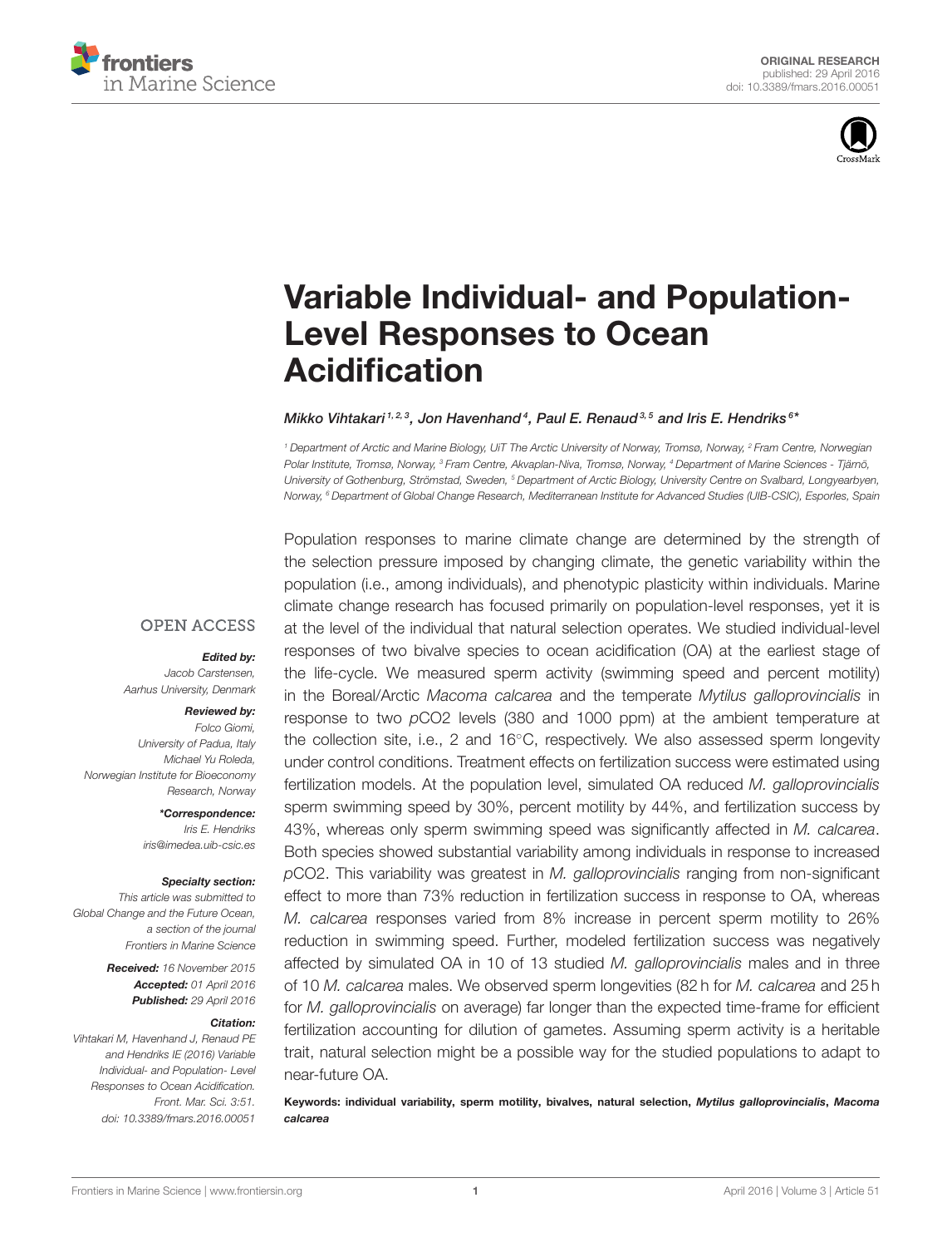ORIGINAL RESEARCH
published: 29 April 2016
doi: 10.3389/fmars.2016.00051

# Variable Individual- and Population-Level Responses to Ocean Acidification

*Mikko Vihtakari[1,2,3], Jon Havenhand[4], Paul E. Renaud[3,5] and Iris E. Hendriks[6]**

[1] Department of Arctic and Marine Biology, UiT The Arctic University of Norway, Tromsø, Norway, [2] Fram Centre, Norwegian Polar Institute, Tromsø, Norway, [3] Fram Centre, Akvaplan-Niva, Tromsø, Norway, [4] Department of Marine Sciences - Tjärnö, University of Gothenburg, Strömstad, Sweden, [5] Department of Arctic Biology, University Centre on Svalbard, Longyearbyen, Norway, [6] Department of Global Change Research, Mediterranean Institute for Advanced Studies (UIB-CSIC), Esporles, Spain

OPEN ACCESS

***Edited by:***
*Jacob Carstensen, Aarhus University, Denmark*

***Reviewed by:***
*Folco Giomi, University of Padua, Italy*
*Michael Yu Roleda, Norwegian Institute for Bioeconomy Research, Norway*

***\*Correspondence:***
*Iris E. Hendriks*
*iris@imedea.uib-csic.es*

***Specialty section:***
*This article was submitted to Global Change and the Future Ocean, a section of the journal Frontiers in Marine Science*

***Received:*** *16 November 2015*
***Accepted:*** *01 April 2016*
***Published:*** *29 April 2016*

***Citation:***
*Vihtakari M, Havenhand J, Renaud PE and Hendriks IE (2016) Variable Individual- and Population- Level Responses to Ocean Acidification. Front. Mar. Sci. 3:51. doi: 10.3389/fmars.2016.00051*

Population responses to marine climate change are determined by the strength of the selection pressure imposed by changing climate, the genetic variability within the population (i.e., among individuals), and phenotypic plasticity within individuals. Marine climate change research has focused primarily on population-level responses, yet it is at the level of the individual that natural selection operates. We studied individual-level responses of two bivalve species to ocean acidification (OA) at the earliest stage of the life-cycle. We measured sperm activity (swimming speed and percent motility) in the Boreal/Arctic *Macoma calcarea* and the temperate *Mytilus galloprovincialis* in response to two $p\text{CO}_2$ levels (380 and 1000 ppm) at the ambient temperature at the collection site, i.e., 2 and 16°C, respectively. We also assessed sperm longevity under control conditions. Treatment effects on fertilization success were estimated using fertilization models. At the population level, simulated OA reduced *M. galloprovincialis* sperm swimming speed by 30%, percent motility by 44%, and fertilization success by 43%, whereas only sperm swimming speed was significantly affected in *M. calcarea*. Both species showed substantial variability among individuals in response to increased $p\text{CO}_2$. This variability was greatest in *M. galloprovincialis* ranging from non-significant effect to more than 73% reduction in fertilization success in response to OA, whereas *M. calcarea* responses varied from 8% increase in percent sperm motility to 26% reduction in swimming speed. Further, modeled fertilization success was negatively affected by simulated OA in 10 of 13 studied *M. galloprovincialis* males and in three of 10 *M. calcarea* males. We observed sperm longevities (82 h for *M. calcarea* and 25 h for *M. galloprovincialis* on average) far longer than the expected time-frame for efficient fertilization accounting for dilution of gametes. Assuming sperm activity is a heritable trait, natural selection might be a possible way for the studied populations to adapt to near-future OA.

**Keywords: individual variability, sperm motility, bivalves, natural selection, *Mytilus galloprovincialis*, *Macoma calcarea***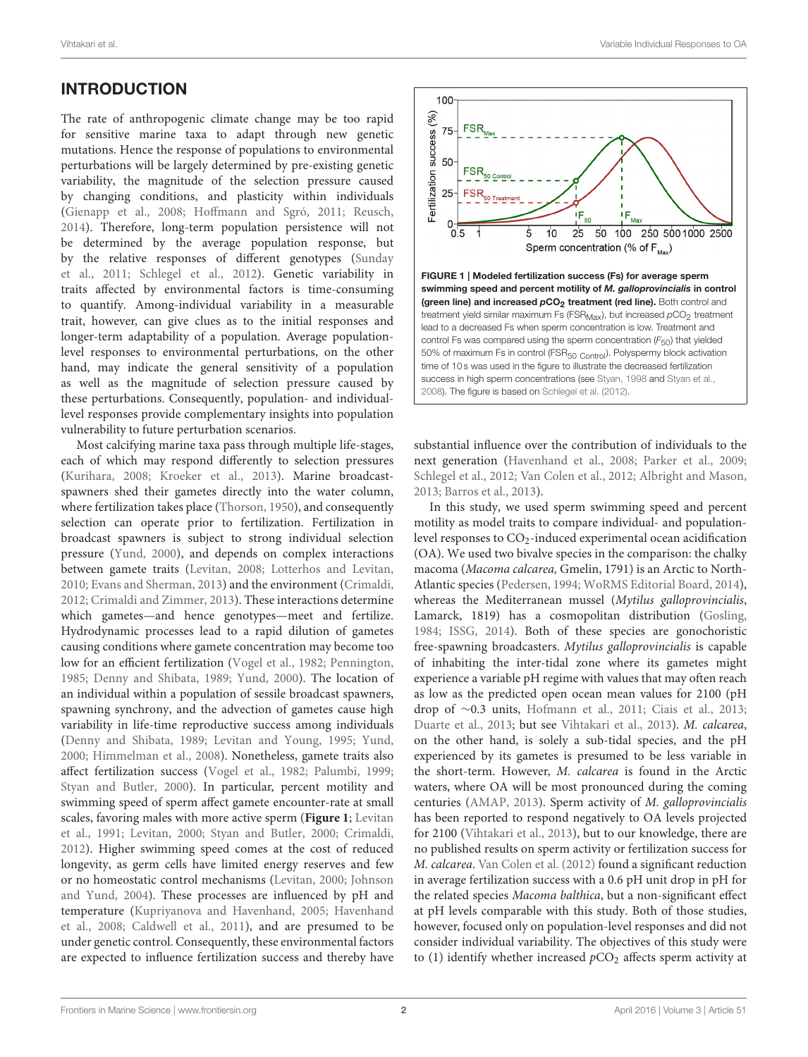## INTRODUCTION

The rate of anthropogenic climate change may be too rapid for sensitive marine taxa to adapt through new genetic mutations. Hence the response of populations to environmental perturbations will be largely determined by pre-existing genetic variability, the magnitude of the selection pressure caused by changing conditions, and plasticity within individuals (Gienapp et al., 2008; Hoffmann and Sgró, 2011; Reusch, 2014). Therefore, long-term population persistence will not be determined by the average population response, but by the relative responses of different genotypes (Sunday et al., 2011; Schlegel et al., 2012). Genetic variability in traits affected by environmental factors is time-consuming to quantify. Among-individual variability in a measurable trait, however, can give clues as to the initial responses and longer-term adaptability of a population. Average population-level responses to environmental perturbations, on the other hand, may indicate the general sensitivity of a population as well as the magnitude of selection pressure caused by these perturbations. Consequently, population- and individual-level responses provide complementary insights into population vulnerability to future perturbation scenarios.

Most calcifying marine taxa pass through multiple life-stages, each of which may respond differently to selection pressures (Kurihara, 2008; Kroeker et al., 2013). Marine broadcast-spawners shed their gametes directly into the water column, where fertilization takes place (Thorson, 1950), and consequently selection can operate prior to fertilization. Fertilization in broadcast spawners is subject to strong individual selection pressure (Yund, 2000), and depends on complex interactions between gamete traits (Levitan, 2008; Lotterhos and Levitan, 2010; Evans and Sherman, 2013) and the environment (Crimaldi, 2012; Crimaldi and Zimmer, 2013). These interactions determine which gametes—and hence genotypes—meet and fertilize. Hydrodynamic processes lead to a rapid dilution of gametes causing conditions where gamete concentration may become too low for an efficient fertilization (Vogel et al., 1982; Pennington, 1985; Denny and Shibata, 1989; Yund, 2000). The location of an individual within a population of sessile broadcast spawners, spawning synchrony, and the advection of gametes cause high variability in life-time reproductive success among individuals (Denny and Shibata, 1989; Levitan and Young, 1995; Yund, 2000; Himmelman et al., 2008). Nonetheless, gamete traits also affect fertilization success (Vogel et al., 1982; Palumbi, 1999; Styan and Butler, 2000). In particular, percent motility and swimming speed of sperm affect gamete encounter-rate at small scales, favoring males with more active sperm (**Figure 1**; Levitan et al., 1991; Levitan, 2000; Styan and Butler, 2000; Crimaldi, 2012). Higher swimming speed comes at the cost of reduced longevity, as germ cells have limited energy reserves and few or no homeostatic control mechanisms (Levitan, 2000; Johnson and Yund, 2004). These processes are influenced by pH and temperature (Kupriyanova and Havenhand, 2005; Havenhand et al., 2008; Caldwell et al., 2011), and are presumed to be under genetic control. Consequently, these environmental factors are expected to influence fertilization success and thereby have substantial influence over the contribution of individuals to the next generation (Havenhand et al., 2008; Parker et al., 2009; Schlegel et al., 2012; Van Colen et al., 2012; Albright and Mason, 2013; Barros et al., 2013).

**FIGURE 1 | Modeled fertilization success (Fs) for average sperm swimming speed and percent motility of *M. galloprovincialis* in control (green line) and increased $pCO_2$ treatment (red line).** Both control and treatment yield similar maximum Fs ($FSR_{Max}$), but increased $pCO_2$ treatment lead to a decreased Fs when sperm concentration is low. Treatment and control Fs was compared using the sperm concentration ($F_{50}$) that yielded 50% of maximum Fs in control ($FSR_{50\ Control}$). Polyspermy block activation time of 10 s was used in the figure to illustrate the decreased fertilization success in high sperm concentrations (see Styan, 1998 and Styan et al., 2008). The figure is based on Schlegel et al. (2012).

In this study, we used sperm swimming speed and percent motility as model traits to compare individual- and population-level responses to $CO_2$-induced experimental ocean acidification (OA). We used two bivalve species in the comparison: the chalky macoma (*Macoma calcarea,* Gmelin, 1791) is an Arctic to North-Atlantic species (Pedersen, 1994; WoRMS Editorial Board, 2014), whereas the Mediterranean mussel (*Mytilus galloprovincialis*, Lamarck, 1819) has a cosmopolitan distribution (Gosling, 1984; ISSG, 2014). Both of these species are gonochoristic free-spawning broadcasters. *Mytilus galloprovincialis* is capable of inhabiting the inter-tidal zone where its gametes might experience a variable pH regime with values that may often reach as low as the predicted open ocean mean values for 2100 (pH drop of ~0.3 units, Hofmann et al., 2011; Ciais et al., 2013; Duarte et al., 2013; but see Vihtakari et al., 2013). *M. calcarea*, on the other hand, is solely a sub-tidal species, and the pH experienced by its gametes is presumed to be less variable in the short-term. However, *M. calcarea* is found in the Arctic waters, where OA will be most pronounced during the coming centuries (AMAP, 2013). Sperm activity of *M. galloprovincialis* has been reported to respond negatively to OA levels projected for 2100 (Vihtakari et al., 2013), but to our knowledge, there are no published results on sperm activity or fertilization success for *M. calcarea*. Van Colen et al. (2012) found a significant reduction in average fertilization success with a 0.6 pH unit drop in pH for the related species *Macoma balthica*, but a non-significant effect at pH levels comparable with this study. Both of those studies, however, focused only on population-level responses and did not consider individual variability. The objectives of this study were to (1) identify whether increased $pCO_2$ affects sperm activity at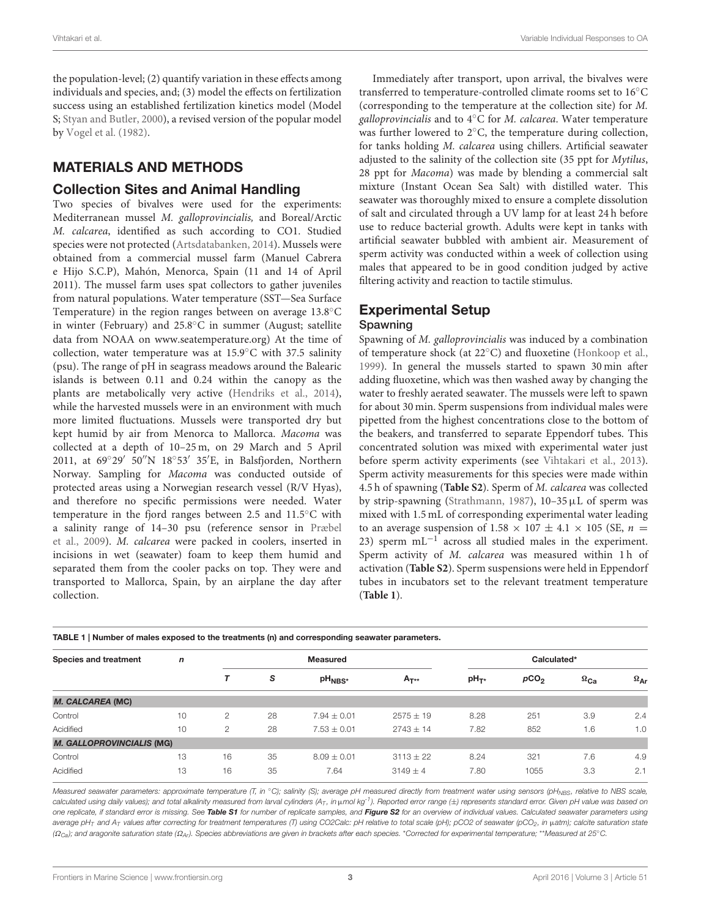the population-level; (2) quantify variation in these effects among individuals and species, and; (3) model the effects on fertilization success using an established fertilization kinetics model (Model S; Styan and Butler, 2000), a revised version of the popular model by Vogel et al. (1982).

## MATERIALS AND METHODS

### Collection Sites and Animal Handling

Two species of bivalves were used for the experiments: Mediterranean mussel *M. galloprovincialis,* and Boreal/Arctic *M. calcarea*, identified as such according to CO1. Studied species were not protected (Artsdatabanken, 2014). Mussels were obtained from a commercial mussel farm (Manuel Cabrera e Hijo S.C.P), Mahón, Menorca, Spain (11 and 14 of April 2011). The mussel farm uses spat collectors to gather juveniles from natural populations. Water temperature (SST—Sea Surface Temperature) in the region ranges between on average 13.8°C in winter (February) and 25.8°C in summer (August; satellite data from NOAA on www.seatemperature.org) At the time of collection, water temperature was at 15.9°C with 37.5 salinity (psu). The range of pH in seagrass meadows around the Balearic islands is between 0.11 and 0.24 within the canopy as the plants are metabolically very active (Hendriks et al., 2014), while the harvested mussels were in an environment with much more limited fluctuations. Mussels were transported dry but kept humid by air from Menorca to Mallorca. *Macoma* was collected at a depth of 10–25 m, on 29 March and 5 April 2011, at 69°29′ 50″N 18°53′ 35′E, in Balsfjorden, Northern Norway. Sampling for *Macoma* was conducted outside of protected areas using a Norwegian research vessel (R/V Hyas), and therefore no specific permissions were needed. Water temperature in the fjord ranges between 2.5 and 11.5°C with a salinity range of 14–30 psu (reference sensor in Præbel et al., 2009). *M. calcarea* were packed in coolers, inserted in incisions in wet (seawater) foam to keep them humid and separated them from the cooler packs on top. They were and transported to Mallorca, Spain, by an airplane the day after collection.

Immediately after transport, upon arrival, the bivalves were transferred to temperature-controlled climate rooms set to 16°C (corresponding to the temperature at the collection site) for *M. galloprovincialis* and to 4°C for *M. calcarea*. Water temperature was further lowered to 2°C, the temperature during collection, for tanks holding *M. calcarea* using chillers. Artificial seawater adjusted to the salinity of the collection site (35 ppt for *Mytilus*, 28 ppt for *Macoma*) was made by blending a commercial salt mixture (Instant Ocean Sea Salt) with distilled water. This seawater was thoroughly mixed to ensure a complete dissolution of salt and circulated through a UV lamp for at least 24 h before use to reduce bacterial growth. Adults were kept in tanks with artificial seawater bubbled with ambient air. Measurement of sperm activity was conducted within a week of collection using males that appeared to be in good condition judged by active filtering activity and reaction to tactile stimulus.

### Experimental Setup

#### Spawning

Spawning of *M. galloprovincialis* was induced by a combination of temperature shock (at 22°C) and fluoxetine (Honkoop et al., 1999). In general the mussels started to spawn 30 min after adding fluoxetine, which was then washed away by changing the water to freshly aerated seawater. The mussels were left to spawn for about 30 min. Sperm suspensions from individual males were pipetted from the highest concentrations close to the bottom of the beakers, and transferred to separate Eppendorf tubes. This concentrated solution was mixed with experimental water just before sperm activity experiments (see Vihtakari et al., 2013). Sperm activity measurements for this species were made within 4.5 h of spawning (**Table S2**). Sperm of *M. calcarea* was collected by strip-spawning (Strathmann, 1987), 10–35 μL of sperm was mixed with 1.5 mL of corresponding experimental water leading to an average suspension of $1.58 \times 10^7 \pm 4.1 \times 10^5$ (SE, $n$ = 23) sperm mL$^{-1}$ across all studied males in the experiment. Sperm activity of *M. calcarea* was measured within 1 h of activation (**Table S2**). Sperm suspensions were held in Eppendorf tubes in incubators set to the relevant treatment temperature (**Table 1**).

**TABLE 1 | Number of males exposed to the treatments (n) and corresponding seawater parameters.**

| Species and treatment | n | Measured | | | | Calculated* | | | |
|---|---|---|---|---|---|---|---|---|---|
| | | T | S | $pH_{NBS*}$ | $A_{T**}$ | $pH_{T*}$ | $pCO_2$ | $\Omega_{Ca}$ | $\Omega_{Ar}$ |
| ***M. CALCAREA* (MC)** | | | | | | | | | |
| Control | 10 | 2 | 28 | 7.94 ± 0.01 | 2575 ± 19 | 8.28 | 251 | 3.9 | 2.4 |
| Acidified | 10 | 2 | 28 | 7.53 ± 0.01 | 2743 ± 14 | 7.82 | 852 | 1.6 | 1.0 |
| ***M. GALLOPROVINCIALIS* (MG)** | | | | | | | | | |
| Control | 13 | 16 | 35 | 8.09 ± 0.01 | 3113 ± 22 | 8.24 | 321 | 7.6 | 4.9 |
| Acidified | 13 | 16 | 35 | 7.64 | 3149 ± 4 | 7.80 | 1055 | 3.3 | 2.1 |

*Measured seawater parameters: approximate temperature (T, in °C); salinity (S); average pH measured directly from treatment water using sensors ($pH_{NBS}$, relative to NBS scale, calculated using daily values); and total alkalinity measured from larval cylinders ($A_T$, in μmol kg$^{-1}$). Reported error range (±) represents standard error. Given pH value was based on one replicate, if standard error is missing. See **Table S1** for number of replicate samples, and **Figure S2** for an overview of individual values. Calculated seawater parameters using average $pH_T$ and $A_T$ values after correcting for treatment temperatures (T) using CO2Calc: pH relative to total scale (pH); pCO2 of seawater ($pCO_2$, in μatm); calcite saturation state ($\Omega_{Ca}$); and aragonite saturation state ($\Omega_{Ar}$). Species abbreviations are given in brackets after each species. \*Corrected for experimental temperature; \*\*Measured at 25°C.*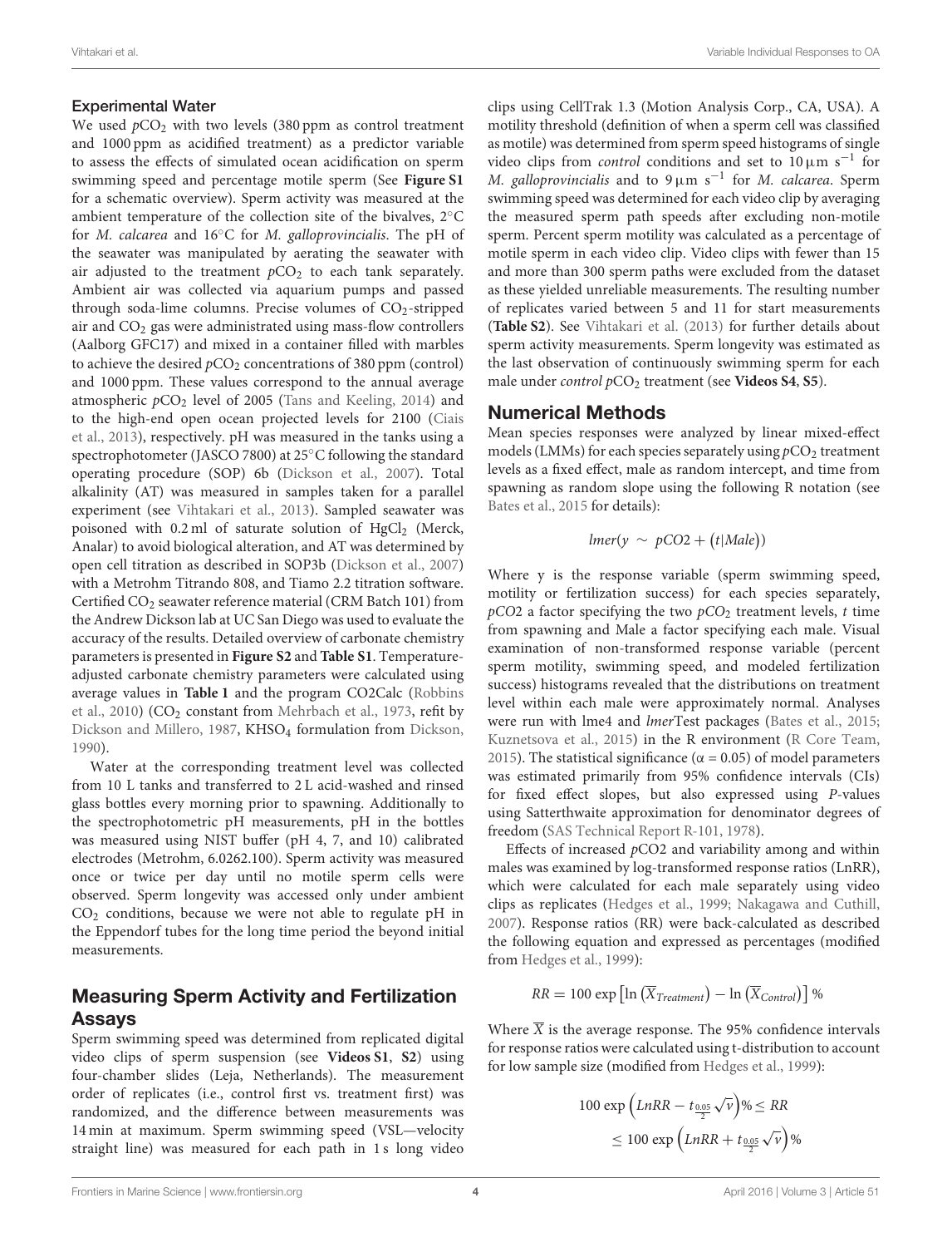### Experimental Water

We used $pCO_2$ with two levels (380 ppm as control treatment and 1000 ppm as acidified treatment) as a predictor variable to assess the effects of simulated ocean acidification on sperm swimming speed and percentage motile sperm (See **Figure S1** for a schematic overview). Sperm activity was measured at the ambient temperature of the collection site of the bivalves, 2°C for *M. calcarea* and 16°C for *M. galloprovincialis*. The pH of the seawater was manipulated by aerating the seawater with air adjusted to the treatment $pCO_2$ to each tank separately. Ambient air was collected via aquarium pumps and passed through soda-lime columns. Precise volumes of $CO_2$-stripped air and $CO_2$ gas were administrated using mass-flow controllers (Aalborg GFC17) and mixed in a container filled with marbles to achieve the desired $pCO_2$ concentrations of 380 ppm (control) and 1000 ppm. These values correspond to the annual average atmospheric $pCO_2$ level of 2005 (Tans and Keeling, 2014) and to the high-end open ocean projected levels for 2100 (Ciais et al., 2013), respectively. pH was measured in the tanks using a spectrophotometer (JASCO 7800) at 25°C following the standard operating procedure (SOP) 6b (Dickson et al., 2007). Total alkalinity (AT) was measured in samples taken for a parallel experiment (see Vihtakari et al., 2013). Sampled seawater was poisoned with 0.2 ml of saturate solution of $HgCl_2$ (Merck, Analar) to avoid biological alteration, and AT was determined by open cell titration as described in SOP3b (Dickson et al., 2007) with a Metrohm Titrando 808, and Tiamo 2.2 titration software. Certified $CO_2$ seawater reference material (CRM Batch 101) from the Andrew Dickson lab at UC San Diego was used to evaluate the accuracy of the results. Detailed overview of carbonate chemistry parameters is presented in **Figure S2** and **Table S1**. Temperature-adjusted carbonate chemistry parameters were calculated using average values in **Table 1** and the program CO2Calc (Robbins et al., 2010) ($CO_2$ constant from Mehrbach et al., 1973, refit by Dickson and Millero, 1987, $KHSO_4$ formulation from Dickson, 1990).

Water at the corresponding treatment level was collected from 10 L tanks and transferred to 2 L acid-washed and rinsed glass bottles every morning prior to spawning. Additionally to the spectrophotometric pH measurements, pH in the bottles was measured using NIST buffer (pH 4, 7, and 10) calibrated electrodes (Metrohm, 6.0262.100). Sperm activity was measured once or twice per day until no motile sperm cells were observed. Sperm longevity was accessed only under ambient $CO_2$ conditions, because we were not able to regulate pH in the Eppendorf tubes for the long time period the beyond initial measurements.

## Measuring Sperm Activity and Fertilization Assays

Sperm swimming speed was determined from replicated digital video clips of sperm suspension (see **Videos S1**, **S2**) using four-chamber slides (Leja, Netherlands). The measurement order of replicates (i.e., control first vs. treatment first) was randomized, and the difference between measurements was 14 min at maximum. Sperm swimming speed (VSL—velocity straight line) was measured for each path in 1 s long video clips using CellTrak 1.3 (Motion Analysis Corp., CA, USA). A motility threshold (definition of when a sperm cell was classified as motile) was determined from sperm speed histograms of single video clips from *control* conditions and set to 10 µm $s^{-1}$ for *M. galloprovincialis* and to 9 µm $s^{-1}$ for *M. calcarea*. Sperm swimming speed was determined for each video clip by averaging the measured sperm path speeds after excluding non-motile sperm. Percent sperm motility was calculated as a percentage of motile sperm in each video clip. Video clips with fewer than 15 and more than 300 sperm paths were excluded from the dataset as these yielded unreliable measurements. The resulting number of replicates varied between 5 and 11 for start measurements (**Table S2**). See Vihtakari et al. (2013) for further details about sperm activity measurements. Sperm longevity was estimated as the last observation of continuously swimming sperm for each male under *control* $pCO_2$ treatment (see **Videos S4**, **S5**).

## Numerical Methods

Mean species responses were analyzed by linear mixed-effect models (LMMs) for each species separately using $pCO_2$ treatment levels as a fixed effect, male as random intercept, and time from spawning as random slope using the following R notation (see Bates et al., 2015 for details):

$$lmer(y \sim pCO2 + (t|Male))$$

Where y is the response variable (sperm swimming speed, motility or fertilization success) for each species separately, *pCO2* a factor specifying the two *pCO*$_2$ treatment levels, *t* time from spawning and Male a factor specifying each male. Visual examination of non-transformed response variable (percent sperm motility, swimming speed, and modeled fertilization success) histograms revealed that the distributions on treatment level within each male were approximately normal. Analyses were run with lme4 and *lmer*Test packages (Bates et al., 2015; Kuznetsova et al., 2015) in the R environment (R Core Team, 2015). The statistical significance ($\alpha = 0.05$) of model parameters was estimated primarily from 95% confidence intervals (CIs) for fixed effect slopes, but also expressed using *P*-values using Satterthwaite approximation for denominator degrees of freedom (SAS Technical Report R-101, 1978).

Effects of increased $pCO2$ and variability among and within males was examined by log-transformed response ratios (LnRR), which were calculated for each male separately using video clips as replicates (Hedges et al., 1999; Nakagawa and Cuthill, 2007). Response ratios (RR) were back-calculated as described the following equation and expressed as percentages (modified from Hedges et al., 1999):

$$RR = 100 \exp\left[\ln\left(\overline{X}_{Treatment}\right) - \ln\left(\overline{X}_{Control}\right)\right] \%$$

Where $\overline{X}$ is the average response. The 95% confidence intervals for response ratios were calculated using t-distribution to account for low sample size (modified from Hedges et al., 1999):

$$100 \exp\left(LnRR - t_{\frac{0.05}{2}}\sqrt{v}\right)\% \leq RR \leq 100 \exp\left(LnRR + t_{\frac{0.05}{2}}\sqrt{v}\right)\%$$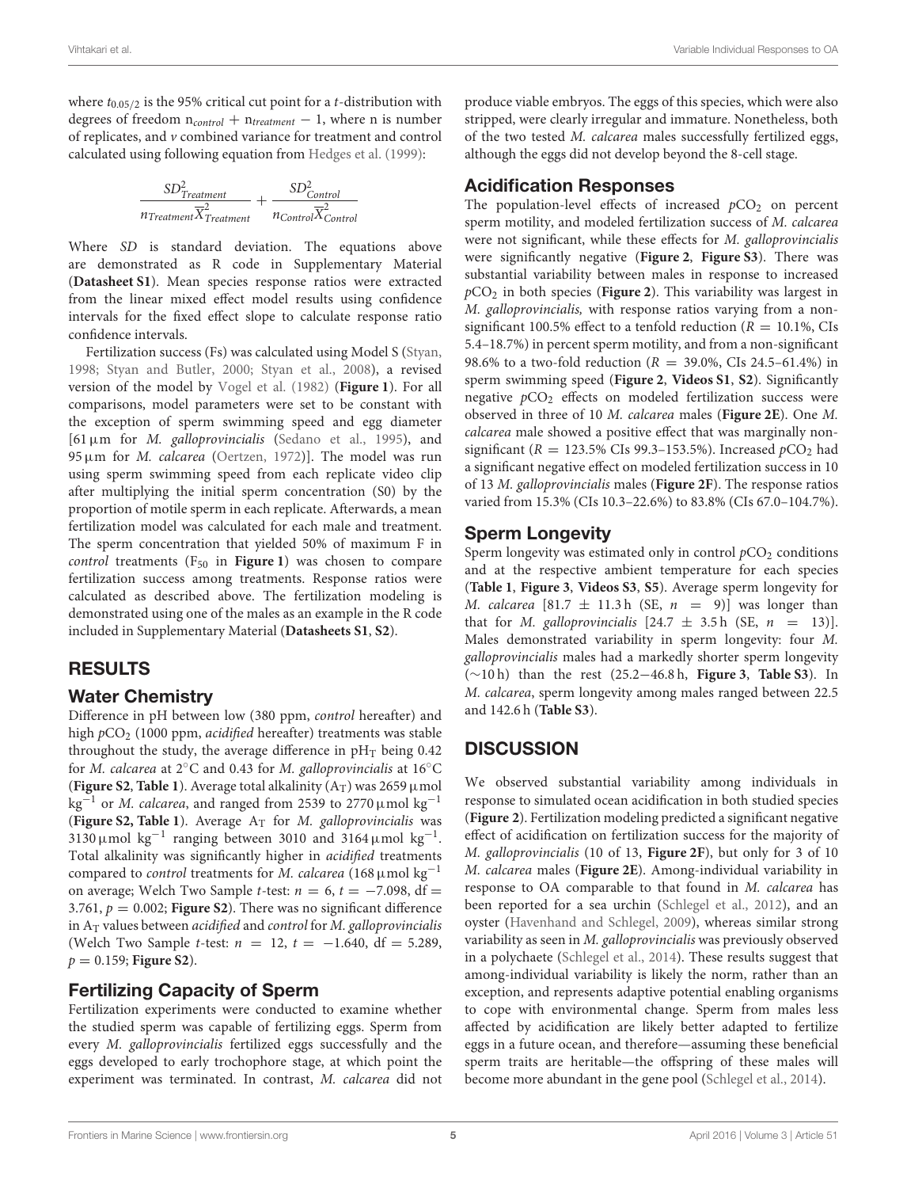where $t_{0.05/2}$ is the 95% critical cut point for a $t$-distribution with degrees of freedom $n_{control} + n_{treatment} - 1$, where n is number of replicates, and $v$ combined variance for treatment and control calculated using following equation from Hedges et al. (1999):

$$\frac{SD^2_{Treatment}}{n_{Treatment}\overline{X}^2_{Treatment}} + \frac{SD^2_{Control}}{n_{Control}\overline{X}^2_{Control}}$$

Where $SD$ is standard deviation. The equations above are demonstrated as R code in Supplementary Material (**Datasheet S1**). Mean species response ratios were extracted from the linear mixed effect model results using confidence intervals for the fixed effect slope to calculate response ratio confidence intervals.

Fertilization success (Fs) was calculated using Model S (Styan, 1998; Styan and Butler, 2000; Styan et al., 2008), a revised version of the model by Vogel et al. (1982) (**Figure 1**). For all comparisons, model parameters were set to be constant with the exception of sperm swimming speed and egg diameter [61 µm for *M. galloprovincialis* (Sedano et al., 1995), and 95 µm for *M. calcarea* (Oertzen, 1972)]. The model was run using sperm swimming speed from each replicate video clip after multiplying the initial sperm concentration (S0) by the proportion of motile sperm in each replicate. Afterwards, a mean fertilization model was calculated for each male and treatment. The sperm concentration that yielded 50% of maximum F in *control* treatments ($F_{50}$ in **Figure 1**) was chosen to compare fertilization success among treatments. Response ratios were calculated as described above. The fertilization modeling is demonstrated using one of the males as an example in the R code included in Supplementary Material (**Datasheets S1**, **S2**).

## RESULTS

### Water Chemistry

Difference in pH between low (380 ppm, *control* hereafter) and high $pCO_2$ (1000 ppm, *acidified* hereafter) treatments was stable throughout the study, the average difference in $pH_T$ being 0.42 for *M. calcarea* at 2°C and 0.43 for *M. galloprovincialis* at 16°C (**Figure S2**, **Table 1**). Average total alkalinity ($A_T$) was 2659 µmol kg$^{-1}$ or *M. calcarea*, and ranged from 2539 to 2770 µmol kg$^{-1}$ (**Figure S2, Table 1**). Average $A_T$ for *M. galloprovincialis* was 3130 µmol kg$^{-1}$ ranging between 3010 and 3164 µmol kg$^{-1}$. Total alkalinity was significantly higher in *acidified* treatments compared to *control* treatments for *M. calcarea* (168 µmol kg$^{-1}$ on average; Welch Two Sample $t$-test: $n = 6$, $t = -7.098$, df $= 3.761$, $p = 0.002$; **Figure S2**). There was no significant difference in $A_T$ values between *acidified* and *control* for *M. galloprovincialis* (Welch Two Sample $t$-test: $n = 12$, $t = -1.640$, df $= 5.289$, $p = 0.159$; **Figure S2**).

### Fertilizing Capacity of Sperm

Fertilization experiments were conducted to examine whether the studied sperm was capable of fertilizing eggs. Sperm from every *M. galloprovincialis* fertilized eggs successfully and the eggs developed to early trochophore stage, at which point the experiment was terminated. In contrast, *M. calcarea* did not produce viable embryos. The eggs of this species, which were also stripped, were clearly irregular and immature. Nonetheless, both of the two tested *M. calcarea* males successfully fertilized eggs, although the eggs did not develop beyond the 8-cell stage.

### Acidification Responses

The population-level effects of increased $pCO_2$ on percent sperm motility, and modeled fertilization success of *M. calcarea* were not significant, while these effects for *M. galloprovincialis* were significantly negative (**Figure 2**, **Figure S3**). There was substantial variability between males in response to increased $pCO_2$ in both species (**Figure 2**). This variability was largest in *M. galloprovincialis,* with response ratios varying from a non-significant 100.5% effect to a tenfold reduction ($R = 10.1\%$, CIs 5.4–18.7%) in percent sperm motility, and from a non-significant 98.6% to a two-fold reduction ($R = 39.0\%$, CIs 24.5–61.4%) in sperm swimming speed (**Figure 2**, **Videos S1**, **S2**). Significantly negative $pCO_2$ effects on modeled fertilization success were observed in three of 10 *M. calcarea* males (**Figure 2E**). One *M. calcarea* male showed a positive effect that was marginally non-significant ($R = 123.5\%$ CIs 99.3–153.5%). Increased $pCO_2$ had a significant negative effect on modeled fertilization success in 10 of 13 *M. galloprovincialis* males (**Figure 2F**). The response ratios varied from 15.3% (CIs 10.3–22.6%) to 83.8% (CIs 67.0–104.7%).

### Sperm Longevity

Sperm longevity was estimated only in control $pCO_2$ conditions and at the respective ambient temperature for each species (**Table 1**, **Figure 3**, **Videos S3**, **S5**). Average sperm longevity for *M. calcarea* [81.7 ± 11.3 h (SE, $n = 9$)] was longer than that for *M. galloprovincialis* [24.7 ± 3.5 h (SE, $n = 13$)]. Males demonstrated variability in sperm longevity: four *M. galloprovincialis* males had a markedly shorter sperm longevity (~10 h) than the rest (25.2−46.8 h, **Figure 3**, **Table S3**). In *M. calcarea*, sperm longevity among males ranged between 22.5 and 142.6 h (**Table S3**).

## DISCUSSION

We observed substantial variability among individuals in response to simulated ocean acidification in both studied species (**Figure 2**). Fertilization modeling predicted a significant negative effect of acidification on fertilization success for the majority of *M. galloprovincialis* (10 of 13, **Figure 2F**), but only for 3 of 10 *M. calcarea* males (**Figure 2E**). Among-individual variability in response to OA comparable to that found in *M. calcarea* has been reported for a sea urchin (Schlegel et al., 2012), and an oyster (Havenhand and Schlegel, 2009), whereas similar strong variability as seen in *M. galloprovincialis* was previously observed in a polychaete (Schlegel et al., 2014). These results suggest that among-individual variability is likely the norm, rather than an exception, and represents adaptive potential enabling organisms to cope with environmental change. Sperm from males less affected by acidification are likely better adapted to fertilize eggs in a future ocean, and therefore—assuming these beneficial sperm traits are heritable—the offspring of these males will become more abundant in the gene pool (Schlegel et al., 2014).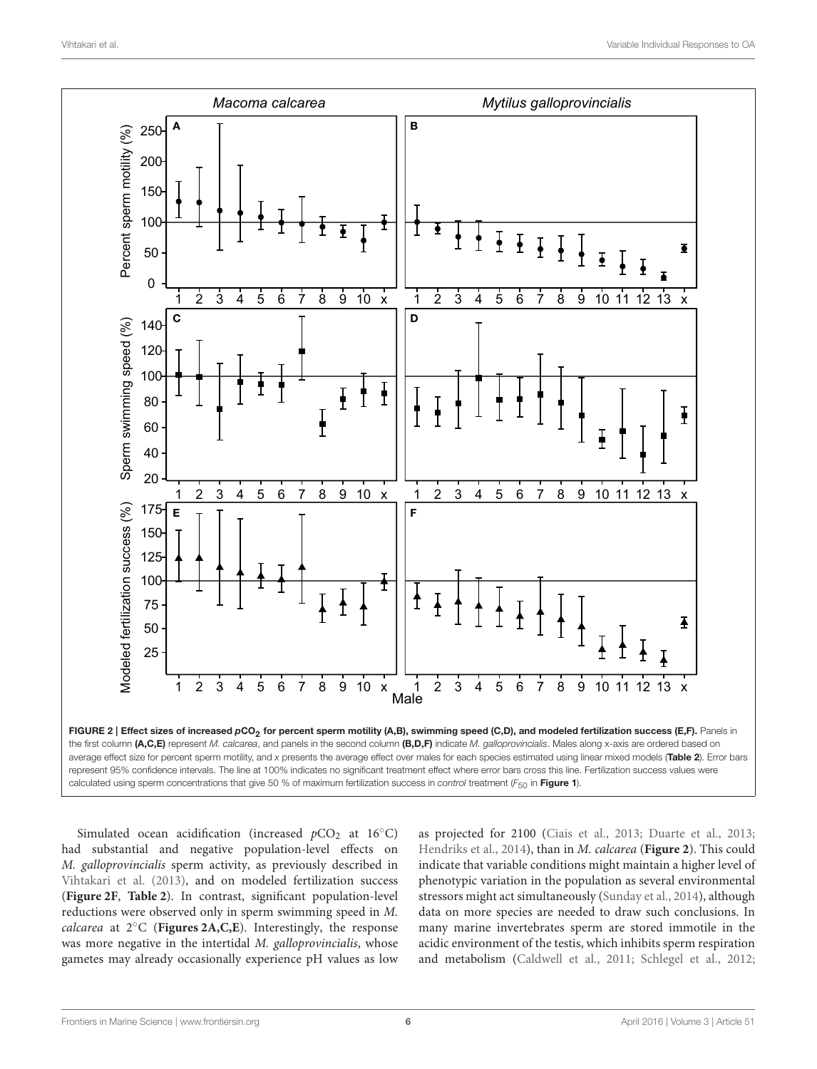**FIGURE 2 | Effect sizes of increased $pCO_2$ for percent sperm motility (A,B), swimming speed (C,D), and modeled fertilization success (E,F).** Panels in the first column **(A,C,E)** represent *M. calcarea*, and panels in the second column **(B,D,F)** indicate *M. galloprovincialis*. Males along x-axis are ordered based on average effect size for percent sperm motility, and *x* presents the average effect over males for each species estimated using linear mixed models (**Table 2**). Error bars represent 95% confidence intervals. The line at 100% indicates no significant treatment effect where error bars cross this line. Fertilization success values were calculated using sperm concentrations that give 50 % of maximum fertilization success in *control* treatment ($F_{50}$ in **Figure 1**).

Simulated ocean acidification (increased $pCO_2$ at 16°C) had substantial and negative population-level effects on *M. galloprovincialis* sperm activity, as previously described in Vihtakari et al. (2013), and on modeled fertilization success (**Figure 2F**, **Table 2**). In contrast, significant population-level reductions were observed only in sperm swimming speed in *M. calcarea* at 2°C (**Figures 2A,C,E**). Interestingly, the response was more negative in the intertidal *M. galloprovincialis*, whose gametes may already occasionally experience pH values as low as projected for 2100 (Ciais et al., 2013; Duarte et al., 2013; Hendriks et al., 2014), than in *M. calcarea* (**Figure 2**). This could indicate that variable conditions might maintain a higher level of phenotypic variation in the population as several environmental stressors might act simultaneously (Sunday et al., 2014), although data on more species are needed to draw such conclusions. In many marine invertebrates sperm are stored immotile in the acidic environment of the testis, which inhibits sperm respiration and metabolism (Caldwell et al., 2011; Schlegel et al., 2012;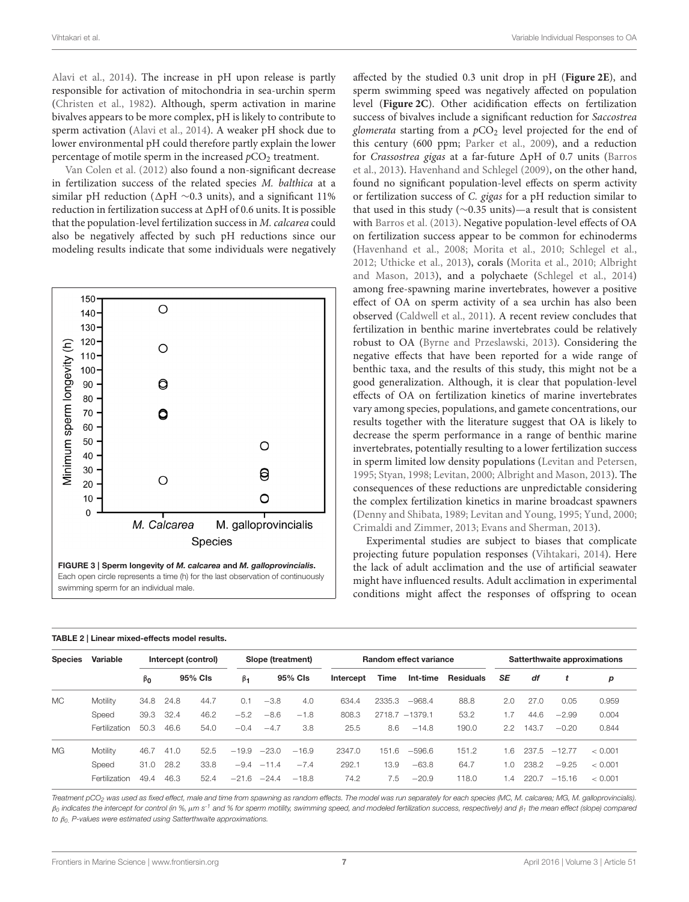Alavi et al., 2014). The increase in pH upon release is partly responsible for activation of mitochondria in sea-urchin sperm (Christen et al., 1982). Although, sperm activation in marine bivalves appears to be more complex, pH is likely to contribute to sperm activation (Alavi et al., 2014). A weaker pH shock due to lower environmental pH could therefore partly explain the lower percentage of motile sperm in the increased $pCO_2$ treatment.

Van Colen et al. (2012) also found a non-significant decrease in fertilization success of the related species *M. balthica* at a similar pH reduction ($\Delta$pH ~0.3 units), and a significant 11% reduction in fertilization success at $\Delta$pH of 0.6 units. It is possible that the population-level fertilization success in *M. calcarea* could also be negatively affected by such pH reductions since our modeling results indicate that some individuals were negatively affected by the studied 0.3 unit drop in pH (**Figure 2E**), and sperm swimming speed was negatively affected on population level (**Figure 2C**). Other acidification effects on fertilization success of bivalves include a significant reduction for *Saccostrea glomerata* starting from a $pCO_2$ level projected for the end of this century (600 ppm; Parker et al., 2009), and a reduction for *Crassostrea gigas* at a far-future $\Delta$pH of 0.7 units (Barros et al., 2013). Havenhand and Schlegel (2009), on the other hand, found no significant population-level effects on sperm activity or fertilization success of *C. gigas* for a pH reduction similar to that used in this study (~0.35 units)—a result that is consistent with Barros et al. (2013). Negative population-level effects of OA on fertilization success appear to be common for echinoderms (Havenhand et al., 2008; Morita et al., 2010; Schlegel et al., 2012; Uthicke et al., 2013), corals (Morita et al., 2010; Albright and Mason, 2013), and a polychaete (Schlegel et al., 2014) among free-spawning marine invertebrates, however a positive effect of OA on sperm activity of a sea urchin has also been observed (Caldwell et al., 2011). A recent review concludes that fertilization in benthic marine invertebrates could be relatively robust to OA (Byrne and Przeslawski, 2013). Considering the negative effects that have been reported for a wide range of benthic taxa, and the results of this study, this might not be a good generalization. Although, it is clear that population-level effects of OA on fertilization kinetics of marine invertebrates vary among species, populations, and gamete concentrations, our results together with the literature suggest that OA is likely to decrease the sperm performance in a range of benthic marine invertebrates, potentially resulting to a lower fertilization success in sperm limited low density populations (Levitan and Petersen, 1995; Styan, 1998; Levitan, 2000; Albright and Mason, 2013). The consequences of these reductions are unpredictable considering the complex fertilization kinetics in marine broadcast spawners (Denny and Shibata, 1989; Levitan and Young, 1995; Yund, 2000; Crimaldi and Zimmer, 2013; Evans and Sherman, 2013).

Experimental studies are subject to biases that complicate projecting future population responses (Vihtakari, 2014). Here the lack of adult acclimation and the use of artificial seawater might have influenced results. Adult acclimation in experimental conditions might affect the responses of offspring to ocean

**FIGURE 3 | Sperm longevity of *M. calcarea* and *M. galloprovincialis*.** Each open circle represents a time (h) for the last observation of continuously swimming sperm for an individual male.

**TABLE 2 | Linear mixed-effects model results.**

| Species | Variable | Intercept (control) | | | Slope (treatment) | | | Random effect variance | | | | Satterthwaite approximations | | | |
|---|---|---|---|---|---|---|---|---|---|---|---|---|---|---|---|
| | | $\beta_0$ | 95% CIs | | $\beta_1$ | 95% CIs | | Intercept | Time | Int-time | Residuals | *SE* | *df* | *t* | *p* |
| MC | Motility | 34.8 | 24.8 | 44.7 | 0.1 | −3.8 | 4.0 | 634.4 | 2335.3 | −968.4 | 88.8 | 2.0 | 27.0 | 0.05 | 0.959 |
| | Speed | 39.3 | 32.4 | 46.2 | −5.2 | −8.6 | −1.8 | 808.3 | 2718.7 | −1379.1 | 53.2 | 1.7 | 44.6 | −2.99 | 0.004 |
| | Fertilization | 50.3 | 46.6 | 54.0 | −0.4 | −4.7 | 3.8 | 25.5 | 8.6 | −14.8 | 190.0 | 2.2 | 143.7 | −0.20 | 0.844 |
| MG | Motility | 46.7 | 41.0 | 52.5 | −19.9 | −23.0 | −16.9 | 2347.0 | 151.6 | −596.6 | 151.2 | 1.6 | 237.5 | −12.77 | < 0.001 |
| | Speed | 31.0 | 28.2 | 33.8 | −9.4 | −11.4 | −7.4 | 292.1 | 13.9 | −63.8 | 64.7 | 1.0 | 238.2 | −9.25 | < 0.001 |
| | Fertilization | 49.4 | 46.3 | 52.4 | −21.6 | −24.4 | −18.8 | 74.2 | 7.5 | −20.9 | 118.0 | 1.4 | 220.7 | −15.16 | < 0.001 |

*Treatment $pCO_2$ was used as fixed effect, male and time from spawning as random effects. The model was run separately for each species (MC, M. calcarea; MG, M. galloprovincialis). $\beta_0$ indicates the intercept for control (in %, $\mu m\ s^{-1}$ and % for sperm motility, swimming speed, and modeled fertilization success, respectively) and $\beta_1$ the mean effect (slope) compared to $\beta_0$. P-values were estimated using Satterthwaite approximations.*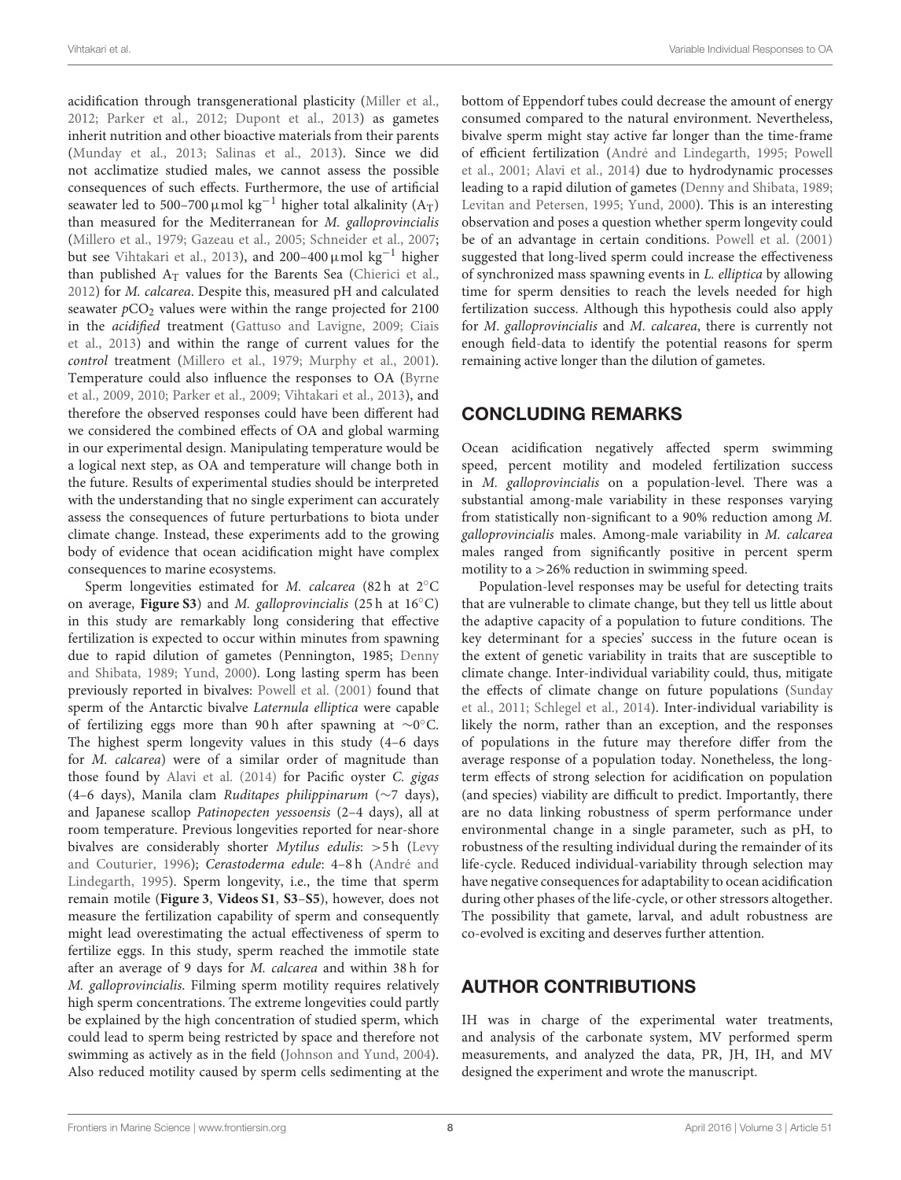acidification through transgenerational plasticity (Miller et al., 2012; Parker et al., 2012; Dupont et al., 2013) as gametes inherit nutrition and other bioactive materials from their parents (Munday et al., 2013; Salinas et al., 2013). Since we did not acclimatize studied males, we cannot assess the possible consequences of such effects. Furthermore, the use of artificial seawater led to 500–700 $\mu$mol kg$^{-1}$ higher total alkalinity ($A_T$) than measured for the Mediterranean for *M. galloprovincialis* (Millero et al., 1979; Gazeau et al., 2005; Schneider et al., 2007; but see Vihtakari et al., 2013), and 200–400 $\mu$mol kg$^{-1}$ higher than published $A_T$ values for the Barents Sea (Chierici et al., 2012) for *M. calcarea*. Despite this, measured pH and calculated seawater $p$CO$_2$ values were within the range projected for 2100 in the *acidified* treatment (Gattuso and Lavigne, 2009; Ciais et al., 2013) and within the range of current values for the *control* treatment (Millero et al., 1979; Murphy et al., 2001). Temperature could also influence the responses to OA (Byrne et al., 2009, 2010; Parker et al., 2009; Vihtakari et al., 2013), and therefore the observed responses could have been different had we considered the combined effects of OA and global warming in our experimental design. Manipulating temperature would be a logical next step, as OA and temperature will change both in the future. Results of experimental studies should be interpreted with the understanding that no single experiment can accurately assess the consequences of future perturbations to biota under climate change. Instead, these experiments add to the growing body of evidence that ocean acidification might have complex consequences to marine ecosystems.

Sperm longevities estimated for *M. calcarea* (82 h at 2°C on average, **Figure S3**) and *M. galloprovincialis* (25 h at 16°C) in this study are remarkably long considering that effective fertilization is expected to occur within minutes from spawning due to rapid dilution of gametes (Pennington, 1985; Denny and Shibata, 1989; Yund, 2000). Long lasting sperm has been previously reported in bivalves: Powell et al. (2001) found that sperm of the Antarctic bivalve *Laternula elliptica* were capable of fertilizing eggs more than 90 h after spawning at ~0°C. The highest sperm longevity values in this study (4–6 days for *M. calcarea*) were of a similar order of magnitude than those found by Alavi et al. (2014) for Pacific oyster *C. gigas* (4–6 days), Manila clam *Ruditapes philippinarum* (~7 days), and Japanese scallop *Patinopecten yessoensis* (2–4 days), all at room temperature. Previous longevities reported for near-shore bivalves are considerably shorter *Mytilus edulis*: >5 h (Levy and Couturier, 1996); *Cerastoderma edule*: 4–8 h (André and Lindegarth, 1995). Sperm longevity, i.e., the time that sperm remain motile (**Figure 3**, **Videos S1**, **S3–S5**), however, does not measure the fertilization capability of sperm and consequently might lead overestimating the actual effectiveness of sperm to fertilize eggs. In this study, sperm reached the immotile state after an average of 9 days for *M. calcarea* and within 38 h for *M. galloprovincialis*. Filming sperm motility requires relatively high sperm concentrations. The extreme longevities could partly be explained by the high concentration of studied sperm, which could lead to sperm being restricted by space and therefore not swimming as actively as in the field (Johnson and Yund, 2004). Also reduced motility caused by sperm cells sedimenting at the bottom of Eppendorf tubes could decrease the amount of energy consumed compared to the natural environment. Nevertheless, bivalve sperm might stay active far longer than the time-frame of efficient fertilization (André and Lindegarth, 1995; Powell et al., 2001; Alavi et al., 2014) due to hydrodynamic processes leading to a rapid dilution of gametes (Denny and Shibata, 1989; Levitan and Petersen, 1995; Yund, 2000). This is an interesting observation and poses a question whether sperm longevity could be of an advantage in certain conditions. Powell et al. (2001) suggested that long-lived sperm could increase the effectiveness of synchronized mass spawning events in *L. elliptica* by allowing time for sperm densities to reach the levels needed for high fertilization success. Although this hypothesis could also apply for *M. galloprovincialis* and *M. calcarea*, there is currently not enough field-data to identify the potential reasons for sperm remaining active longer than the dilution of gametes.

## CONCLUDING REMARKS

Ocean acidification negatively affected sperm swimming speed, percent motility and modeled fertilization success in *M. galloprovincialis* on a population-level. There was a substantial among-male variability in these responses varying from statistically non-significant to a 90% reduction among *M. galloprovincialis* males. Among-male variability in *M. calcarea* males ranged from significantly positive in percent sperm motility to a >26% reduction in swimming speed.

Population-level responses may be useful for detecting traits that are vulnerable to climate change, but they tell us little about the adaptive capacity of a population to future conditions. The key determinant for a species' success in the future ocean is the extent of genetic variability in traits that are susceptible to climate change. Inter-individual variability could, thus, mitigate the effects of climate change on future populations (Sunday et al., 2011; Schlegel et al., 2014). Inter-individual variability is likely the norm, rather than an exception, and the responses of populations in the future may therefore differ from the average response of a population today. Nonetheless, the long-term effects of strong selection for acidification on population (and species) viability are difficult to predict. Importantly, there are no data linking robustness of sperm performance under environmental change in a single parameter, such as pH, to robustness of the resulting individual during the remainder of its life-cycle. Reduced individual-variability through selection may have negative consequences for adaptability to ocean acidification during other phases of the life-cycle, or other stressors altogether. The possibility that gamete, larval, and adult robustness are co-evolved is exciting and deserves further attention.

## AUTHOR CONTRIBUTIONS

IH was in charge of the experimental water treatments, and analysis of the carbonate system, MV performed sperm measurements, and analyzed the data, PR, JH, IH, and MV designed the experiment and wrote the manuscript.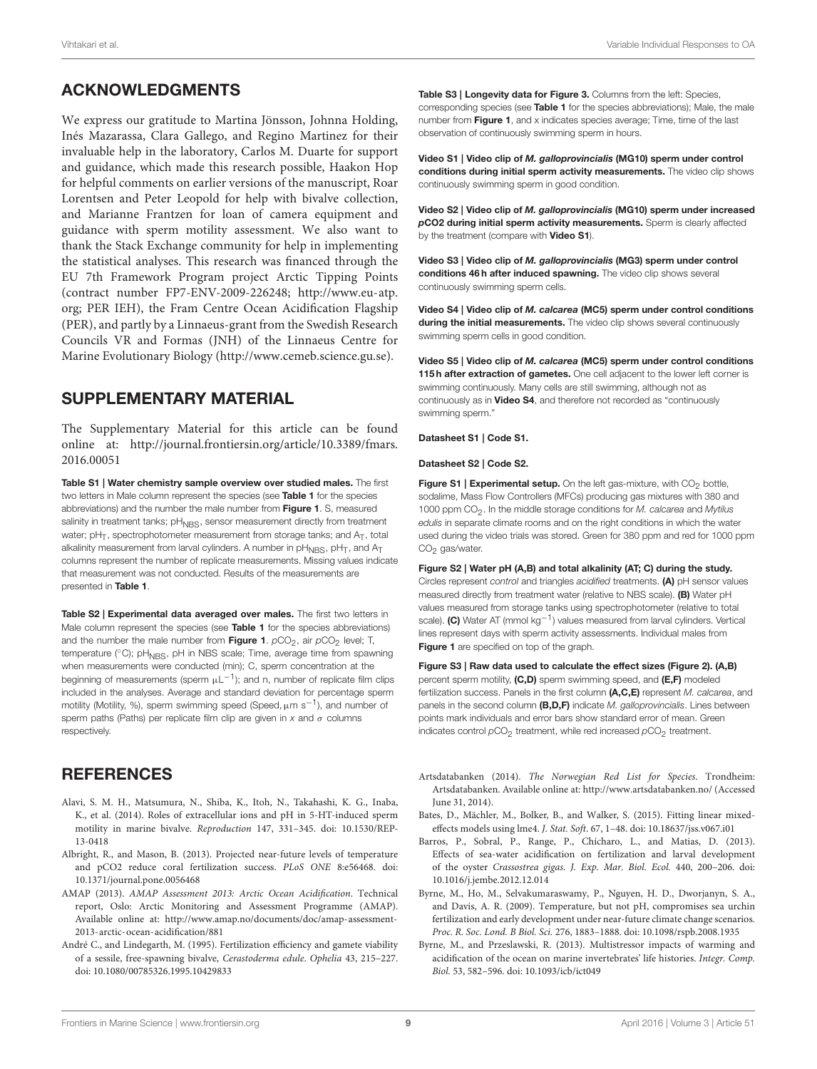## ACKNOWLEDGMENTS

We express our gratitude to Martina Jönsson, Johnna Holding, Inés Mazarassa, Clara Gallego, and Regino Martinez for their invaluable help in the laboratory, Carlos M. Duarte for support and guidance, which made this research possible, Haakon Hop for helpful comments on earlier versions of the manuscript, Roar Lorentsen and Peter Leopold for help with bivalve collection, and Marianne Frantzen for loan of camera equipment and guidance with sperm motility assessment. We also want to thank the Stack Exchange community for help in implementing the statistical analyses. This research was financed through the EU 7th Framework Program project Arctic Tipping Points (contract number FP7-ENV-2009-226248; http://www.eu-atp.org; PER IEH), the Fram Centre Ocean Acidification Flagship (PER), and partly by a Linnaeus-grant from the Swedish Research Councils VR and Formas (JNH) of the Linnaeus Centre for Marine Evolutionary Biology (http://www.cemeb.science.gu.se).

## SUPPLEMENTARY MATERIAL

The Supplementary Material for this article can be found online at: http://journal.frontiersin.org/article/10.3389/fmars.2016.00051

**Table S1 | Water chemistry sample overview over studied males.** The first two letters in Male column represent the species (see **Table 1** for the species abbreviations) and the number the male number from **Figure 1**. S, measured salinity in treatment tanks; $pH_{NBS}$, sensor measurement directly from treatment water; $pH_T$, spectrophotometer measurement from storage tanks; and $A_T$, total alkalinity measurement from larval cylinders. A number in $pH_{NBS}$, $pH_T$, and $A_T$ columns represent the number of replicate measurements. Missing values indicate that measurement was not conducted. Results of the measurements are presented in **Table 1**.

**Table S2 | Experimental data averaged over males.** The first two letters in Male column represent the species (see **Table 1** for the species abbreviations) and the number the male number from **Figure 1**. $pCO_2$, air $pCO_2$ level; T, temperature (°C); $pH_{NBS}$, pH in NBS scale; Time, average time from spawning when measurements were conducted (min); C, sperm concentration at the beginning of measurements (sperm $\mu L^{-1}$); and n, number of replicate film clips included in the analyses. Average and standard deviation for percentage sperm motility (Motility, %), sperm swimming speed (Speed, $\mu m\ s^{-1}$), and number of sperm paths (Paths) per replicate film clip are given in $x$ and $\sigma$ columns respectively.

**Table S3 | Longevity data for Figure 3.** Columns from the left: Species, corresponding species (see **Table 1** for the species abbreviations); Male, the male number from **Figure 1**, and x indicates species average; Time, time of the last observation of continuously swimming sperm in hours.

**Video S1 | Video clip of *M. galloprovincialis* (MG10) sperm under control conditions during initial sperm activity measurements.** The video clip shows continuously swimming sperm in good condition.

**Video S2 | Video clip of *M. galloprovincialis* (MG10) sperm under increased *p*CO2 during initial sperm activity measurements.** Sperm is clearly affected by the treatment (compare with **Video S1**).

**Video S3 | Video clip of *M. galloprovincialis* (MG3) sperm under control conditions 46 h after induced spawning.** The video clip shows several continuously swimming sperm cells.

**Video S4 | Video clip of *M. calcarea* (MC5) sperm under control conditions during the initial measurements.** The video clip shows several continuously swimming sperm cells in good condition.

**Video S5 | Video clip of *M. calcarea* (MC5) sperm under control conditions 115 h after extraction of gametes.** One cell adjacent to the lower left corner is swimming continuously. Many cells are still swimming, although not as continuously as in **Video S4**, and therefore not recorded as "continuously swimming sperm."

**Datasheet S1 | Code S1.**

**Datasheet S2 | Code S2.**

**Figure S1 | Experimental setup.** On the left gas-mixture, with $CO_2$ bottle, sodalime, Mass Flow Controllers (MFCs) producing gas mixtures with 380 and 1000 ppm $CO_2$. In the middle storage conditions for *M. calcarea* and *Mytilus edulis* in separate climate rooms and on the right conditions in which the water used during the video trials was stored. Green for 380 ppm and red for 1000 ppm $CO_2$ gas/water.

**Figure S2 | Water pH (A,B) and total alkalinity (AT; C) during the study.** Circles represent *control* and triangles *acidified* treatments. **(A)** pH sensor values measured directly from treatment water (relative to NBS scale). **(B)** Water pH values measured from storage tanks using spectrophotometer (relative to total scale). **(C)** Water AT (mmol $kg^{-1}$) values measured from larval cylinders. Vertical lines represent days with sperm activity assessments. Individual males from **Figure 1** are specified on top of the graph.

**Figure S3 | Raw data used to calculate the effect sizes (Figure 2). (A,B)** percent sperm motility, **(C,D)** sperm swimming speed, and **(E,F)** modeled fertilization success. Panels in the first column **(A,C,E)** represent *M. calcarea*, and panels in the second column **(B,D,F)** indicate *M. galloprovincialis*. Lines between points mark individuals and error bars show standard error of mean. Green indicates control $pCO_2$ treatment, while red increased $pCO_2$ treatment.

## REFERENCES

Alavi, S. M. H., Matsumura, N., Shiba, K., Itoh, N., Takahashi, K. G., Inaba, K., et al. (2014). Roles of extracellular ions and pH in 5-HT-induced sperm motility in marine bivalve. *Reproduction* 147, 331–345. doi: 10.1530/REP-13-0418

Albright, R., and Mason, B. (2013). Projected near-future levels of temperature and pCO2 reduce coral fertilization success. *PLoS ONE* 8:e56468. doi: 10.1371/journal.pone.0056468

AMAP (2013). *AMAP Assessment 2013: Arctic Ocean Acidification.* Technical report, Oslo: Arctic Monitoring and Assessment Programme (AMAP). Available online at: http://www.amap.no/documents/doc/amap-assessment-2013-arctic-ocean-acidification/881

André C., and Lindegarth, M. (1995). Fertilization efficiency and gamete viability of a sessile, free-spawning bivalve, *Cerastoderma edule*. *Ophelia* 43, 215–227. doi: 10.1080/00785326.1995.10429833

Artsdatabanken (2014). *The Norwegian Red List for Species*. Trondheim: Artsdatabanken. Available online at: http://www.artsdatabanken.no/ (Accessed June 31, 2014).

Bates, D., Mächler, M., Bolker, B., and Walker, S. (2015). Fitting linear mixed-effects models using lme4. *J. Stat. Soft*. 67, 1–48. doi: 10.18637/jss.v067.i01

Barros, P., Sobral, P., Range, P., Chícharo, L., and Matias, D. (2013). Effects of sea-water acidification on fertilization and larval development of the oyster *Crassostrea gigas*. *J. Exp. Mar. Biol. Ecol.* 440, 200–206. doi: 10.1016/j.jembe.2012.12.014

Byrne, M., Ho, M., Selvakumaraswamy, P., Nguyen, H. D., Dworjanyn, S. A., and Davis, A. R. (2009). Temperature, but not pH, compromises sea urchin fertilization and early development under near-future climate change scenarios. *Proc. R. Soc. Lond. B Biol. Sci.* 276, 1883–1888. doi: 10.1098/rspb.2008.1935

Byrne, M., and Przeslawski, R. (2013). Multistressor impacts of warming and acidification of the ocean on marine invertebrates' life histories. *Integr. Comp. Biol.* 53, 582–596. doi: 10.1093/icb/ict049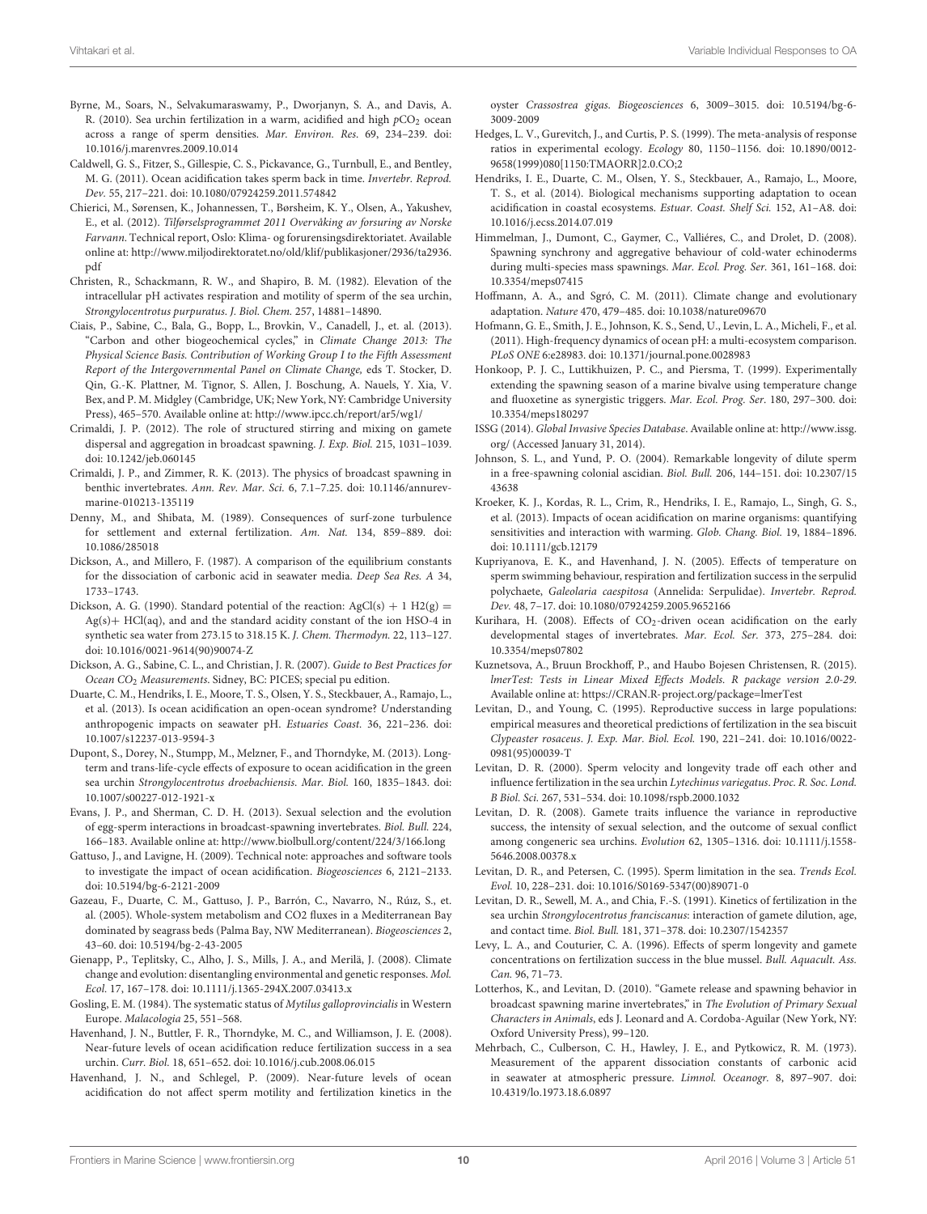Byrne, M., Soars, N., Selvakumaraswamy, P., Dworjanyn, S. A., and Davis, A. R. (2010). Sea urchin fertilization in a warm, acidified and high $pCO_2$ ocean across a range of sperm densities. *Mar. Environ. Res.* 69, 234–239. doi: 10.1016/j.marenvres.2009.10.014

Caldwell, G. S., Fitzer, S., Gillespie, C. S., Pickavance, G., Turnbull, E., and Bentley, M. G. (2011). Ocean acidification takes sperm back in time. *Invertebr. Reprod. Dev.* 55, 217–221. doi: 10.1080/07924259.2011.574842

Chierici, M., Sørensen, K., Johannessen, T., Børsheim, K. Y., Olsen, A., Yakushev, E., et al. (2012). *Tilførselsprogrammet 2011 Overvåking av forsuring av Norske Farvann.* Technical report, Oslo: Klima- og forurensingsdirektoriatet. Available online at: http://www.miljodirektoratet.no/old/klif/publikasjoner/2936/ta2936.pdf

Christen, R., Schackmann, R. W., and Shapiro, B. M. (1982). Elevation of the intracellular pH activates respiration and motility of sperm of the sea urchin, *Strongylocentrotus purpuratus*. *J. Biol. Chem.* 257, 14881–14890.

Ciais, P., Sabine, C., Bala, G., Bopp, L., Brovkin, V., Canadell, J., et. al. (2013). "Carbon and other biogeochemical cycles," in *Climate Change 2013: The Physical Science Basis. Contribution of Working Group I to the Fifth Assessment Report of the Intergovernmental Panel on Climate Change,* eds T. Stocker, D. Qin, G.-K. Plattner, M. Tignor, S. Allen, J. Boschung, A. Nauels, Y. Xia, V. Bex, and P. M. Midgley (Cambridge, UK; New York, NY: Cambridge University Press), 465–570. Available online at: http://www.ipcc.ch/report/ar5/wg1/

Crimaldi, J. P. (2012). The role of structured stirring and mixing on gamete dispersal and aggregation in broadcast spawning. *J. Exp. Biol.* 215, 1031–1039. doi: 10.1242/jeb.060145

Crimaldi, J. P., and Zimmer, R. K. (2013). The physics of broadcast spawning in benthic invertebrates. *Ann. Rev. Mar. Sci.* 6, 7.1–7.25. doi: 10.1146/annurev-marine-010213-135119

Denny, M., and Shibata, M. (1989). Consequences of surf-zone turbulence for settlement and external fertilization. *Am. Nat.* 134, 859–889. doi: 10.1086/285018

Dickson, A., and Millero, F. (1987). A comparison of the equilibrium constants for the dissociation of carbonic acid in seawater media. *Deep Sea Res. A* 34, 1733–1743.

Dickson, A. G. (1990). Standard potential of the reaction: AgCl(s) + 1 H2(g) = Ag(s)+ HCl(aq), and and the standard acidity constant of the ion HSO-4 in synthetic sea water from 273.15 to 318.15 K. *J. Chem. Thermodyn.* 22, 113–127. doi: 10.1016/0021-9614(90)90074-Z

Dickson, A. G., Sabine, C. L., and Christian, J. R. (2007). *Guide to Best Practices for Ocean $CO_2$ Measurements.* Sidney, BC: PICES; special pu edition.

Duarte, C. M., Hendriks, I. E., Moore, T. S., Olsen, Y. S., Steckbauer, A., Ramajo, L., et al. (2013). Is ocean acidification an open-ocean syndrome? *U*nderstanding anthropogenic impacts on seawater pH. *Estuaries Coast.* 36, 221–236. doi: 10.1007/s12237-013-9594-3

Dupont, S., Dorey, N., Stumpp, M., Melzner, F., and Thorndyke, M. (2013). Long-term and trans-life-cycle effects of exposure to ocean acidification in the green sea urchin *Strongylocentrotus droebachiensis*. *Mar. Biol.* 160, 1835–1843. doi: 10.1007/s00227-012-1921-x

Evans, J. P., and Sherman, C. D. H. (2013). Sexual selection and the evolution of egg-sperm interactions in broadcast-spawning invertebrates. *Biol. Bull.* 224, 166–183. Available online at: http://www.biolbull.org/content/224/3/166.long

Gattuso, J., and Lavigne, H. (2009). Technical note: approaches and software tools to investigate the impact of ocean acidification. *Biogeosciences* 6, 2121–2133. doi: 10.5194/bg-6-2121-2009

Gazeau, F., Duarte, C. M., Gattuso, J. P., Barrón, C., Navarro, N., Rúız, S., et. al. (2005). Whole-system metabolism and CO2 fluxes in a Mediterranean Bay dominated by seagrass beds (Palma Bay, NW Mediterranean). *Biogeosciences* 2, 43–60. doi: 10.5194/bg-2-43-2005

Gienapp, P., Teplitsky, C., Alho, J. S., Mills, J. A., and Merilä, J. (2008). Climate change and evolution: disentangling environmental and genetic responses. *Mol. Ecol.* 17, 167–178. doi: 10.1111/j.1365-294X.2007.03413.x

Gosling, E. M. (1984). The systematic status of *Mytilus galloprovincialis* in Western Europe. *Malacologia* 25, 551–568.

Havenhand, J. N., Buttler, F. R., Thorndyke, M. C., and Williamson, J. E. (2008). Near-future levels of ocean acidification reduce fertilization success in a sea urchin. *Curr. Biol.* 18, 651–652. doi: 10.1016/j.cub.2008.06.015

Havenhand, J. N., and Schlegel, P. (2009). Near-future levels of ocean acidification do not affect sperm motility and fertilization kinetics in the oyster *Crassostrea gigas*. *Biogeosciences* 6, 3009–3015. doi: 10.5194/bg-6-3009-2009

Hedges, L. V., Gurevitch, J., and Curtis, P. S. (1999). The meta-analysis of response ratios in experimental ecology. *Ecology* 80, 1150–1156. doi: 10.1890/0012-9658(1999)080[1150:TMAORR]2.0.CO;2

Hendriks, I. E., Duarte, C. M., Olsen, Y. S., Steckbauer, A., Ramajo, L., Moore, T. S., et al. (2014). Biological mechanisms supporting adaptation to ocean acidification in coastal ecosystems. *Estuar. Coast. Shelf Sci.* 152, A1–A8. doi: 10.1016/j.ecss.2014.07.019

Himmelman, J., Dumont, C., Gaymer, C., Valliéres, C., and Drolet, D. (2008). Spawning synchrony and aggregative behaviour of cold-water echinoderms during multi-species mass spawnings. *Mar. Ecol. Prog. Ser.* 361, 161–168. doi: 10.3354/meps07415

Hoffmann, A. A., and Sgró, C. M. (2011). Climate change and evolutionary adaptation. *Nature* 470, 479–485. doi: 10.1038/nature09670

Hofmann, G. E., Smith, J. E., Johnson, K. S., Send, U., Levin, L. A., Micheli, F., et al. (2011). High-frequency dynamics of ocean pH: a multi-ecosystem comparison. *PLoS ONE* 6:e28983. doi: 10.1371/journal.pone.0028983

Honkoop, P. J. C., Luttikhuizen, P. C., and Piersma, T. (1999). Experimentally extending the spawning season of a marine bivalve using temperature change and fluoxetine as synergistic triggers. *Mar. Ecol. Prog. Ser.* 180, 297–300. doi: 10.3354/meps180297

ISSG (2014). *Global Invasive Species Database.* Available online at: http://www.issg.org/ (Accessed January 31, 2014).

Johnson, S. L., and Yund, P. O. (2004). Remarkable longevity of dilute sperm in a free-spawning colonial ascidian. *Biol. Bull.* 206, 144–151. doi: 10.2307/1543638

Kroeker, K. J., Kordas, R. L., Crim, R., Hendriks, I. E., Ramajo, L., Singh, G. S., et al. (2013). Impacts of ocean acidification on marine organisms: quantifying sensitivities and interaction with warming. *Glob. Chang. Biol.* 19, 1884–1896. doi: 10.1111/gcb.12179

Kupriyanova, E. K., and Havenhand, J. N. (2005). Effects of temperature on sperm swimming behaviour, respiration and fertilization success in the serpulid polychaete, *Galeolaria caespitosa* (Annelida: Serpulidae). *Invertebr. Reprod. Dev.* 48, 7–17. doi: 10.1080/07924259.2005.9652166

Kurihara, H. (2008). Effects of $CO_2$-driven ocean acidification on the early developmental stages of invertebrates. *Mar. Ecol. Ser.* 373, 275–284. doi: 10.3354/meps07802

Kuznetsova, A., Bruun Brockhoff, P., and Haubo Bojesen Christensen, R. (2015). *lmerTest: Tests in Linear Mixed Effects Models. R package version 2.0-29.* Available online at: https://CRAN.R-project.org/package=lmerTest

Levitan, D., and Young, C. (1995). Reproductive success in large populations: empirical measures and theoretical predictions of fertilization in the sea biscuit *Clypeaster rosaceus*. *J. Exp. Mar. Biol. Ecol.* 190, 221–241. doi: 10.1016/0022-0981(95)00039-T

Levitan, D. R. (2000). Sperm velocity and longevity trade off each other and influence fertilization in the sea urchin *Lytechinus variegatus*. *Proc. R. Soc. Lond. B Biol. Sci.* 267, 531–534. doi: 10.1098/rspb.2000.1032

Levitan, D. R. (2008). Gamete traits influence the variance in reproductive success, the intensity of sexual selection, and the outcome of sexual conflict among congeneric sea urchins. *Evolution* 62, 1305–1316. doi: 10.1111/j.1558-5646.2008.00378.x

Levitan, D. R., and Petersen, C. (1995). Sperm limitation in the sea. *Trends Ecol. Evol.* 10, 228–231. doi: 10.1016/S0169-5347(00)89071-0

Levitan, D. R., Sewell, M. A., and Chia, F.-S. (1991). Kinetics of fertilization in the sea urchin *Strongylocentrotus franciscanus*: interaction of gamete dilution, age, and contact time. *Biol. Bull.* 181, 371–378. doi: 10.2307/1542357

Levy, L. A., and Couturier, C. A. (1996). Effects of sperm longevity and gamete concentrations on fertilization success in the blue mussel. *Bull. Aquacult. Ass. Can.* 96, 71–73.

Lotterhos, K., and Levitan, D. (2010). "Gamete release and spawning behavior in broadcast spawning marine invertebrates," in *The Evolution of Primary Sexual Characters in Animals*, eds J. Leonard and A. Cordoba-Aguilar (New York, NY: Oxford University Press), 99–120.

Mehrbach, C., Culberson, C. H., Hawley, J. E., and Pytkowicz, R. M. (1973). Measurement of the apparent dissociation constants of carbonic acid in seawater at atmospheric pressure. *Limnol. Oceanogr.* 8, 897–907. doi: 10.4319/lo.1973.18.6.0897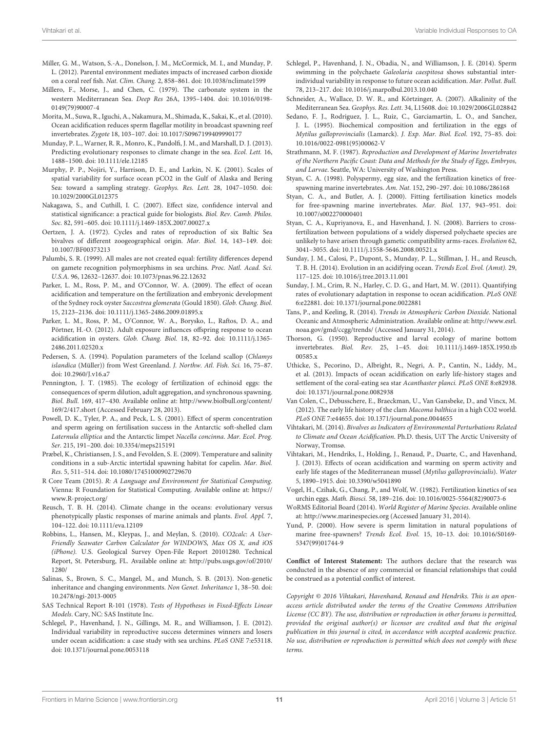Miller, G. M., Watson, S.-A., Donelson, J. M., McCormick, M. I., and Munday, P. L. (2012). Parental environment mediates impacts of increased carbon dioxide on a coral reef fish. *Nat. Clim. Chang.* 2, 858–861. doi: 10.1038/nclimate1599

Millero, F., Morse, J., and Chen, C. (1979). The carbonate system in the western Mediterranean Sea. *Deep Res* 26A, 1395–1404. doi: 10.1016/0198-0149(79)90007-4

Morita, M., Suwa, R., Iguchi, A., Nakamura, M., Shimada, K., Sakai, K., et al. (2010). Ocean acidification reduces sperm flagellar motility in broadcast spawning reef invertebrates. *Zygote* 18, 103–107. doi: 10.1017/S0967199409990177

Munday, P. L., Warner, R. R., Monro, K., Pandolfi, J. M., and Marshall, D. J. (2013). Predicting evolutionary responses to climate change in the sea. *Ecol. Lett.* 16, 1488–1500. doi: 10.1111/ele.12185

Murphy, P. P., Nojiri, Y., Harrison, D. E., and Larkin, N. K. (2001). Scales of spatial variability for surface ocean pCO2 in the Gulf of Alaska and Bering Sea: toward a sampling strategy. *Geophys. Res. Lett.* 28, 1047–1050. doi: 10.1029/2000GL012375

Nakagawa, S., and Cuthill, I. C. (2007). Effect size, confidence interval and statistical significance: a practical guide for biologists. *Biol. Rev. Camb. Philos. Soc.* 82, 591–605. doi: 10.1111/j.1469-185X.2007.00027.x

Oertzen, J. A. (1972). Cycles and rates of reproduction of six Baltic Sea bivalves of different zoogeographical origin. *Mar. Biol.* 14, 143–149. doi: 10.1007/BF00373213

Palumbi, S. R. (1999). All males are not created equal: fertility differences depend on gamete recognition polymorphisms in sea urchins. *Proc. Natl. Acad. Sci. U.S.A.* 96, 12632–12637. doi: 10.1073/pnas.96.22.12632

Parker, L. M., Ross, P. M., and O'Connor, W. A. (2009). The effect of ocean acidification and temperature on the fertilization and embryonic development of the Sydney rock oyster *Saccostrea glomerata* (Gould 1850). *Glob. Chang. Biol.* 15, 2123–2136. doi: 10.1111/j.1365-2486.2009.01895.x

Parker, L. M., Ross, P. M., O'Connor, W. A., Borysko, L., Raftos, D. A., and Pörtner, H.-O. (2012). Adult exposure influences offspring response to ocean acidification in oysters. *Glob. Chang. Biol.* 18, 82–92. doi: 10.1111/j.1365-2486.2011.02520.x

Pedersen, S. A. (1994). Population parameters of the Iceland scallop (*Chlamys islandica* (Müller)) from West Greenland. *J. Northw. Atl. Fish. Sci.* 16, 75–87. doi: 10.2960/J.v16.a7

Pennington, J. T. (1985). The ecology of fertilization of echinoid eggs: the consequences of sperm dilution, adult aggregation, and synchronous spawning. *Biol. Bull.* 169, 417–430. Available online at: http://www.biolbull.org/content/169/2/417.short (Accessed February 28, 2013).

Powell, D. K., Tyler, P. A., and Peck, L. S. (2001). Effect of sperm concentration and sperm ageing on fertilisation success in the Antarctic soft-shelled clam *Laternula elliptica* and the Antarctic limpet *Nacella concinna*. *Mar. Ecol. Prog. Ser.* 215, 191–200. doi: 10.3354/meps215191

Præbel, K., Christiansen, J. S., and Fevolden, S. E. (2009). Temperature and salinity conditions in a sub-Arctic intertidal spawning habitat for capelin. *Mar. Biol. Res.* 5, 511–514. doi: 10.1080/17451000902729670

R Core Team (2015). *R: A Language and Environment for Statistical Computing*. Vienna: R Foundation for Statistical Computing. Available online at: https://www.R-project.org/

Reusch, T. B. H. (2014). Climate change in the oceans: evolutionary versus phenotypically plastic responses of marine animals and plants. *Evol. Appl.* 7, 104–122. doi: 10.1111/eva.12109

Robbins, L., Hansen, M., Kleypas, J., and Meylan, S. (2010). *CO2calc: A User-Friendly Seawater Carbon Calculator for WINDOWS, Max OS X, and iOS (iPhone)*. U.S. Geological Survey Open-File Report 20101280. Technical Report, St. Petersburg, FL. Available online at: http://pubs.usgs.gov/of/2010/1280/

Salinas, S., Brown, S. C., Mangel, M., and Munch, S. B. (2013). Non-genetic inheritance and changing environments. *Non Genet. Inheritance* 1, 38–50. doi: 10.2478/ngi-2013-0005

SAS Technical Report R-101 (1978). *Tests of Hypotheses in Fixed-Effects Linear Models*. Cary, NC: SAS Institute Inc.

Schlegel, P., Havenhand, J. N., Gillings, M. R., and Williamson, J. E. (2012). Individual variability in reproductive success determines winners and losers under ocean acidification: a case study with sea urchins. *PLoS ONE* 7:e53118. doi: 10.1371/journal.pone.0053118

Schlegel, P., Havenhand, J. N., Obadia, N., and Williamson, J. E. (2014). Sperm swimming in the polychaete *Galeolaria caespitosa* shows substantial inter-individual variability in response to future ocean acidification. *Mar. Pollut. Bull.* 78, 213–217. doi: 10.1016/j.marpolbul.2013.10.040

Schneider, A., Wallace, D. W. R., and Körtzinger, A. (2007). Alkalinity of the Mediterranean Sea. *Geophys. Res. Lett*. 34, L15608. doi: 10.1029/2006GL028842

Sedano, F. J., Rodriguez, J. L., Ruiz, C., Garciamartin, L. O., and Sanchez, J. L. (1995). Biochemical composition and fertilization in the eggs of *Mytilus galloprovincialis* (Lamarck). *J. Exp. Mar. Biol. Ecol.* 192, 75–85. doi: 10.1016/0022-0981(95)00062-V

Strathmann, M. F. (1987). *Reproduction and Development of Marine Invertebrates of the Northern Pacific Coast: Data and Methods for the Study of Eggs, Embryos, and Larvae*. Seattle, WA: University of Washington Press.

Styan, C. A. (1998). Polyspermy, egg size, and the fertilization kinetics of free-spawning marine invertebrates. *Am. Nat.* 152, 290–297. doi: 10.1086/286168

Styan, C. A., and Butler, A. J. (2000). Fitting fertilisation kinetics models for free-spawning marine invertebrates. *Mar. Biol.* 137, 943–951. doi: 10.1007/s002270000401

Styan, C. A., Kupriyanova, E., and Havenhand, J. N. (2008). Barriers to cross-fertilization between populations of a widely dispersed polychaete species are unlikely to have arisen through gametic compatibility arms-races. *Evolution* 62, 3041–3055. doi: 10.1111/j.1558-5646.2008.00521.x

Sunday, J. M., Calosi, P., Dupont, S., Munday, P. L., Stillman, J. H., and Reusch, T. B. H. (2014). Evolution in an acidifying ocean. *Trends Ecol. Evol. (Amst).* 29, 117–125. doi: 10.1016/j.tree.2013.11.001

Sunday, J. M., Crim, R. N., Harley, C. D. G., and Hart, M. W. (2011). Quantifying rates of evolutionary adaptation in response to ocean acidification. *PLoS ONE* 6:e22881. doi: 10.1371/journal.pone.0022881

Tans, P., and Keeling, R. (2014). *Trends in Atmospheric Carbon Dioxide*. National Oceanic and Atmospheric Administration. Available online at: http://www.esrl.noaa.gov/gmd/ccgg/trends/ (Accessed January 31, 2014).

Thorson, G. (1950). Reproductive and larval ecology of marine bottom invertebrates. *Biol. Rev.* 25, 1–45. doi: 10.1111/j.1469-185X.1950.tb00585.x

Uthicke, S., Pecorino, D., Albright, R., Negri, A. P., Cantin, N., Liddy, M., et al. (2013). Impacts of ocean acidification on early life-history stages and settlement of the coral-eating sea star *Acanthaster planci*. *PLoS ONE* 8:e82938. doi: 10.1371/journal.pone.0082938

Van Colen, C., Debusschere, E., Braeckman, U., Van Gansbeke, D., and Vincx, M. (2012). The early life history of the clam *Macoma balthica* in a high CO2 world. *PLoS ONE* 7:e44655. doi: 10.1371/journal.pone.0044655

Vihtakari, M. (2014). *Bivalves as Indicators of Environmental Perturbations Related to Climate and Ocean Acidification*. Ph.D. thesis, UiT The Arctic University of Norway, Tromsø.

Vihtakari, M., Hendriks, I., Holding, J., Renaud, P., Duarte, C., and Havenhand, J. (2013). Effects of ocean acidification and warming on sperm activity and early life stages of the Mediterranean mussel (*Mytilus galloprovincialis*). *Water* 5, 1890–1915. doi: 10.3390/w5041890

Vogel, H., Czihak, G., Chang, P., and Wolf, W. (1982). Fertilization kinetics of sea urchin eggs. *Math. Biosci.* 58, 189–216. doi: 10.1016/0025-5564(82)90073-6

WoRMS Editorial Board (2014). *World Register of Marine Species*. Available online at: http://www.marinespecies.org (Accessed January 31, 2014).

Yund, P. (2000). How severe is sperm limitation in natural populations of marine free-spawners? *Trends Ecol. Evol.* 15, 10–13. doi: 10.1016/S0169-5347(99)01744-9

**Conflict of Interest Statement:** The authors declare that the research was conducted in the absence of any commercial or financial relationships that could be construed as a potential conflict of interest.

*Copyright © 2016 Vihtakari, Havenhand, Renaud and Hendriks. This is an open-access article distributed under the terms of the Creative Commons Attribution License (CC BY). The use, distribution or reproduction in other forums is permitted, provided the original author(s) or licensor are credited and that the original publication in this journal is cited, in accordance with accepted academic practice. No use, distribution or reproduction is permitted which does not comply with these terms.*